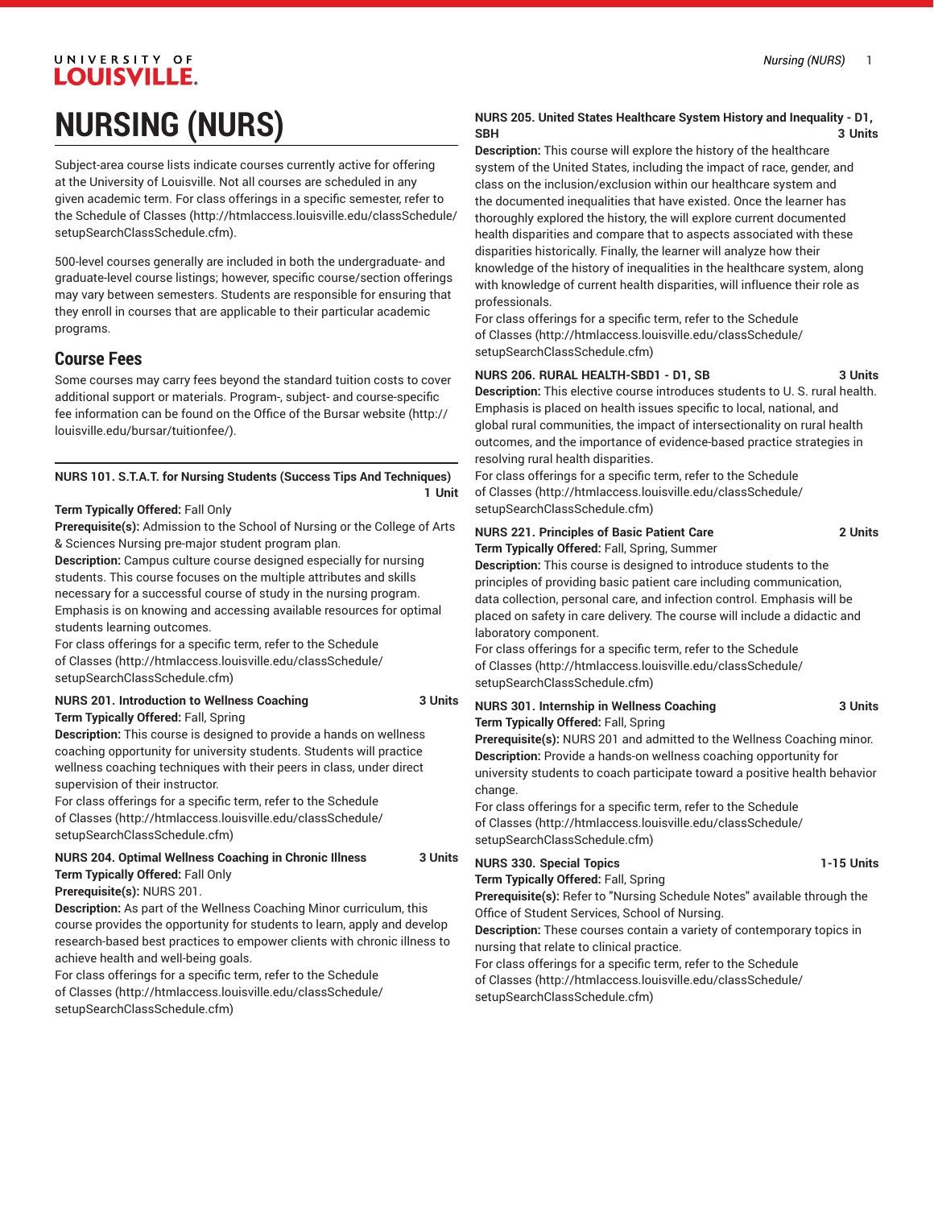# NURSING (NURS)

Subject-area course lists indicate courses currently active for offering at the University of Louisville. Not all courses are scheduled in any given academic term. For class offerings in a specific semester, refer to the Schedule of Classes (http://htmlaccess.louisville.edu/classSchedule/setupSearchClassSchedule.cfm).

500-level courses generally are included in both the undergraduate- and graduate-level course listings; however, specific course/section offerings may vary between semesters. Students are responsible for ensuring that they enroll in courses that are applicable to their particular academic programs.

## Course Fees

Some courses may carry fees beyond the standard tuition costs to cover additional support or materials. Program-, subject- and course-specific fee information can be found on the Office of the Bursar website (http://louisville.edu/bursar/tuitionfee/).

---

**NURS 101. S.T.A.T. for Nursing Students (Success Tips And Techniques) 1 Unit**

**Term Typically Offered:** Fall Only
**Prerequisite(s):** Admission to the School of Nursing or the College of Arts & Sciences Nursing pre-major student program plan.
**Description:** Campus culture course designed especially for nursing students. This course focuses on the multiple attributes and skills necessary for a successful course of study in the nursing program. Emphasis is on knowing and accessing available resources for optimal students learning outcomes.
For class offerings for a specific term, refer to the Schedule of Classes (http://htmlaccess.louisville.edu/classSchedule/setupSearchClassSchedule.cfm)

**NURS 201. Introduction to Wellness Coaching 3 Units**

**Term Typically Offered:** Fall, Spring
**Description:** This course is designed to provide a hands on wellness coaching opportunity for university students. Students will practice wellness coaching techniques with their peers in class, under direct supervision of their instructor.
For class offerings for a specific term, refer to the Schedule of Classes (http://htmlaccess.louisville.edu/classSchedule/setupSearchClassSchedule.cfm)

**NURS 204. Optimal Wellness Coaching in Chronic Illness 3 Units**

**Term Typically Offered:** Fall Only
**Prerequisite(s):** NURS 201.
**Description:** As part of the Wellness Coaching Minor curriculum, this course provides the opportunity for students to learn, apply and develop research-based best practices to empower clients with chronic illness to achieve health and well-being goals.
For class offerings for a specific term, refer to the Schedule of Classes (http://htmlaccess.louisville.edu/classSchedule/setupSearchClassSchedule.cfm)

**NURS 205. United States Healthcare System History and Inequality - D1, SBH 3 Units**

**Description:** This course will explore the history of the healthcare system of the United States, including the impact of race, gender, and class on the inclusion/exclusion within our healthcare system and the documented inequalities that have existed. Once the learner has thoroughly explored the history, the will explore current documented health disparities and compare that to aspects associated with these disparities historically. Finally, the learner will analyze how their knowledge of the history of inequalities in the healthcare system, along with knowledge of current health disparities, will influence their role as professionals.
For class offerings for a specific term, refer to the Schedule of Classes (http://htmlaccess.louisville.edu/classSchedule/setupSearchClassSchedule.cfm)

**NURS 206. RURAL HEALTH-SBD1 - D1, SB 3 Units**

**Description:** This elective course introduces students to U. S. rural health. Emphasis is placed on health issues specific to local, national, and global rural communities, the impact of intersectionality on rural health outcomes, and the importance of evidence-based practice strategies in resolving rural health disparities.
For class offerings for a specific term, refer to the Schedule of Classes (http://htmlaccess.louisville.edu/classSchedule/setupSearchClassSchedule.cfm)

**NURS 221. Principles of Basic Patient Care 2 Units**

**Term Typically Offered:** Fall, Spring, Summer
**Description:** This course is designed to introduce students to the principles of providing basic patient care including communication, data collection, personal care, and infection control. Emphasis will be placed on safety in care delivery. The course will include a didactic and laboratory component.
For class offerings for a specific term, refer to the Schedule of Classes (http://htmlaccess.louisville.edu/classSchedule/setupSearchClassSchedule.cfm)

**NURS 301. Internship in Wellness Coaching 3 Units**

**Term Typically Offered:** Fall, Spring
**Prerequisite(s):** NURS 201 and admitted to the Wellness Coaching minor.
**Description:** Provide a hands-on wellness coaching opportunity for university students to coach participate toward a positive health behavior change.
For class offerings for a specific term, refer to the Schedule of Classes (http://htmlaccess.louisville.edu/classSchedule/setupSearchClassSchedule.cfm)

**NURS 330. Special Topics 1-15 Units**

**Term Typically Offered:** Fall, Spring
**Prerequisite(s):** Refer to "Nursing Schedule Notes" available through the Office of Student Services, School of Nursing.
**Description:** These courses contain a variety of contemporary topics in nursing that relate to clinical practice.
For class offerings for a specific term, refer to the Schedule of Classes (http://htmlaccess.louisville.edu/classSchedule/setupSearchClassSchedule.cfm)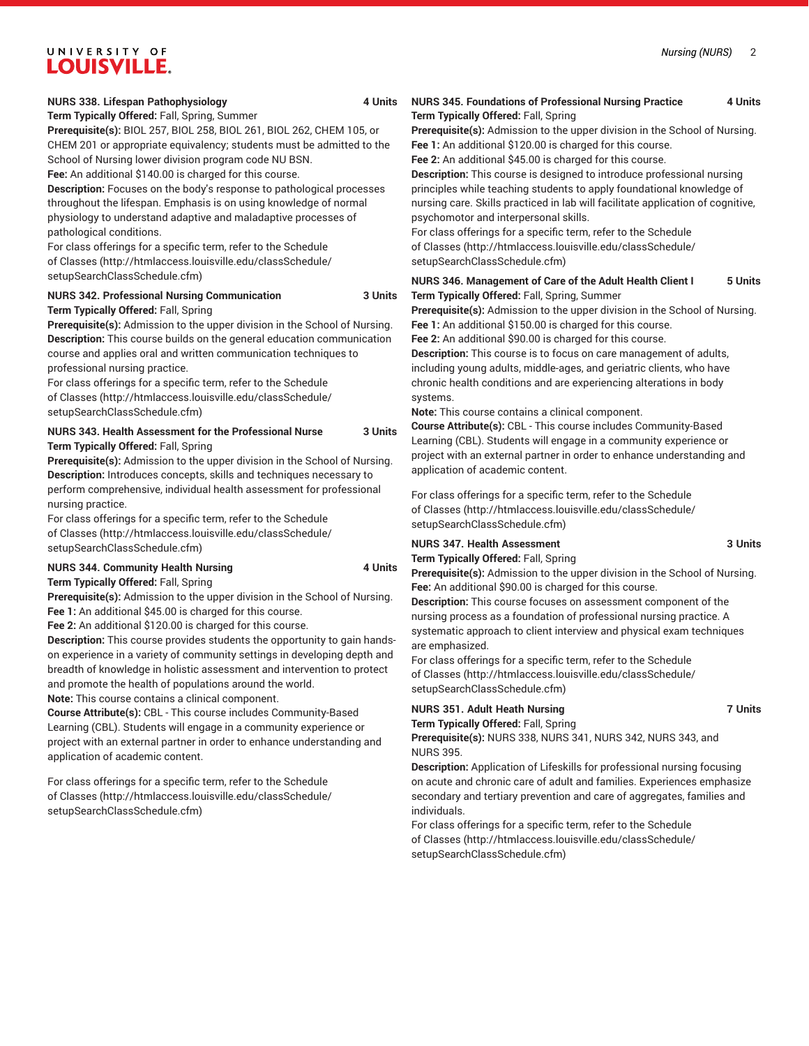**NURS 338. Lifespan Pathophysiology 4 Units**

**Term Typically Offered:** Fall, Spring, Summer
**Prerequisite(s):** BIOL 257, BIOL 258, BIOL 261, BIOL 262, CHEM 105, or CHEM 201 or appropriate equivalency; students must be admitted to the School of Nursing lower division program code NU BSN.
**Fee:** An additional $140.00 is charged for this course.
**Description:** Focuses on the body's response to pathological processes throughout the lifespan. Emphasis is on using knowledge of normal physiology to understand adaptive and maladaptive processes of pathological conditions.
For class offerings for a specific term, refer to the Schedule of Classes (http://htmlaccess.louisville.edu/classSchedule/setupSearchClassSchedule.cfm)

**NURS 342. Professional Nursing Communication 3 Units**

**Term Typically Offered:** Fall, Spring
**Prerequisite(s):** Admission to the upper division in the School of Nursing.
**Description:** This course builds on the general education communication course and applies oral and written communication techniques to professional nursing practice.
For class offerings for a specific term, refer to the Schedule of Classes (http://htmlaccess.louisville.edu/classSchedule/setupSearchClassSchedule.cfm)

**NURS 343. Health Assessment for the Professional Nurse 3 Units**

**Term Typically Offered:** Fall, Spring
**Prerequisite(s):** Admission to the upper division in the School of Nursing.
**Description:** Introduces concepts, skills and techniques necessary to perform comprehensive, individual health assessment for professional nursing practice.
For class offerings for a specific term, refer to the Schedule of Classes (http://htmlaccess.louisville.edu/classSchedule/setupSearchClassSchedule.cfm)

**NURS 344. Community Health Nursing 4 Units**

**Term Typically Offered:** Fall, Spring
**Prerequisite(s):** Admission to the upper division in the School of Nursing.
**Fee 1:** An additional $45.00 is charged for this course.
**Fee 2:** An additional $120.00 is charged for this course.
**Description:** This course provides students the opportunity to gain hands-on experience in a variety of community settings in developing depth and breadth of knowledge in holistic assessment and intervention to protect and promote the health of populations around the world.
**Note:** This course contains a clinical component.
**Course Attribute(s):** CBL - This course includes Community-Based Learning (CBL). Students will engage in a community experience or project with an external partner in order to enhance understanding and application of academic content.

For class offerings for a specific term, refer to the Schedule of Classes (http://htmlaccess.louisville.edu/classSchedule/setupSearchClassSchedule.cfm)

**NURS 345. Foundations of Professional Nursing Practice 4 Units**

**Term Typically Offered:** Fall, Spring
**Prerequisite(s):** Admission to the upper division in the School of Nursing.
**Fee 1:** An additional $120.00 is charged for this course.
**Fee 2:** An additional $45.00 is charged for this course.
**Description:** This course is designed to introduce professional nursing principles while teaching students to apply foundational knowledge of nursing care. Skills practiced in lab will facilitate application of cognitive, psychomotor and interpersonal skills.
For class offerings for a specific term, refer to the Schedule of Classes (http://htmlaccess.louisville.edu/classSchedule/setupSearchClassSchedule.cfm)

**NURS 346. Management of Care of the Adult Health Client I 5 Units**

**Term Typically Offered:** Fall, Spring, Summer
**Prerequisite(s):** Admission to the upper division in the School of Nursing.
**Fee 1:** An additional $150.00 is charged for this course.
**Fee 2:** An additional $90.00 is charged for this course.
**Description:** This course is to focus on care management of adults, including young adults, middle-ages, and geriatric clients, who have chronic health conditions and are experiencing alterations in body systems.
**Note:** This course contains a clinical component.
**Course Attribute(s):** CBL - This course includes Community-Based Learning (CBL). Students will engage in a community experience or project with an external partner in order to enhance understanding and application of academic content.

For class offerings for a specific term, refer to the Schedule of Classes (http://htmlaccess.louisville.edu/classSchedule/setupSearchClassSchedule.cfm)

**NURS 347. Health Assessment 3 Units**

**Term Typically Offered:** Fall, Spring
**Prerequisite(s):** Admission to the upper division in the School of Nursing.
**Fee:** An additional $90.00 is charged for this course.
**Description:** This course focuses on assessment component of the nursing process as a foundation of professional nursing practice. A systematic approach to client interview and physical exam techniques are emphasized.
For class offerings for a specific term, refer to the Schedule of Classes (http://htmlaccess.louisville.edu/classSchedule/setupSearchClassSchedule.cfm)

**NURS 351. Adult Heath Nursing 7 Units**

**Term Typically Offered:** Fall, Spring
**Prerequisite(s):** NURS 338, NURS 341, NURS 342, NURS 343, and NURS 395.
**Description:** Application of Lifeskills for professional nursing focusing on acute and chronic care of adult and families. Experiences emphasize secondary and tertiary prevention and care of aggregates, families and individuals.
For class offerings for a specific term, refer to the Schedule of Classes (http://htmlaccess.louisville.edu/classSchedule/setupSearchClassSchedule.cfm)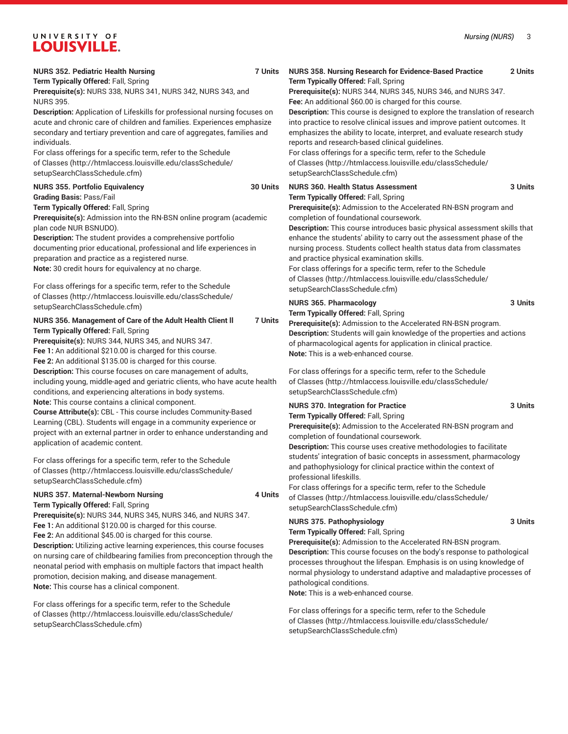**NURS 352. Pediatric Health Nursing** **7 Units**
**Term Typically Offered:** Fall, Spring
**Prerequisite(s):** NURS 338, NURS 341, NURS 342, NURS 343, and NURS 395.
**Description:** Application of Lifeskills for professional nursing focuses on acute and chronic care of children and families. Experiences emphasize secondary and tertiary prevention and care of aggregates, families and individuals.
For class offerings for a specific term, refer to the Schedule of Classes (http://htmlaccess.louisville.edu/classSchedule/setupSearchClassSchedule.cfm)

**NURS 355. Portfolio Equivalency** **30 Units**
**Grading Basis:** Pass/Fail
**Term Typically Offered:** Fall, Spring
**Prerequisite(s):** Admission into the RN-BSN online program (academic plan code NUR BSNUDO).
**Description:** The student provides a comprehensive portfolio documenting prior educational, professional and life experiences in preparation and practice as a registered nurse.
**Note:** 30 credit hours for equivalency at no charge.

For class offerings for a specific term, refer to the Schedule of Classes (http://htmlaccess.louisville.edu/classSchedule/setupSearchClassSchedule.cfm)

**NURS 356. Management of Care of the Adult Health Client II** **7 Units**
**Term Typically Offered:** Fall, Spring
**Prerequisite(s):** NURS 344, NURS 345, and NURS 347.
**Fee 1:** An additional $210.00 is charged for this course.
**Fee 2:** An additional $135.00 is charged for this course.
**Description:** This course focuses on care management of adults, including young, middle-aged and geriatric clients, who have acute health conditions, and experiencing alterations in body systems.
**Note:** This course contains a clinical component.
**Course Attribute(s):** CBL - This course includes Community-Based Learning (CBL). Students will engage in a community experience or project with an external partner in order to enhance understanding and application of academic content.

For class offerings for a specific term, refer to the Schedule of Classes (http://htmlaccess.louisville.edu/classSchedule/setupSearchClassSchedule.cfm)

**NURS 357. Maternal-Newborn Nursing** **4 Units**
**Term Typically Offered:** Fall, Spring
**Prerequisite(s):** NURS 344, NURS 345, NURS 346, and NURS 347.
**Fee 1:** An additional $120.00 is charged for this course.
**Fee 2:** An additional $45.00 is charged for this course.
**Description:** Utilizing active learning experiences, this course focuses on nursing care of childbearing families from preconception through the neonatal period with emphasis on multiple factors that impact health promotion, decision making, and disease management.
**Note:** This course has a clinical component.

For class offerings for a specific term, refer to the Schedule of Classes (http://htmlaccess.louisville.edu/classSchedule/setupSearchClassSchedule.cfm)

**NURS 358. Nursing Research for Evidence-Based Practice** **2 Units**
**Term Typically Offered:** Fall, Spring
**Prerequisite(s):** NURS 344, NURS 345, NURS 346, and NURS 347.
**Fee:** An additional $60.00 is charged for this course.
**Description:** This course is designed to explore the translation of research into practice to resolve clinical issues and improve patient outcomes. It emphasizes the ability to locate, interpret, and evaluate research study reports and research-based clinical guidelines.
For class offerings for a specific term, refer to the Schedule of Classes (http://htmlaccess.louisville.edu/classSchedule/setupSearchClassSchedule.cfm)

**NURS 360. Health Status Assessment** **3 Units**
**Term Typically Offered:** Fall, Spring
**Prerequisite(s):** Admission to the Accelerated RN-BSN program and completion of foundational coursework.
**Description:** This course introduces basic physical assessment skills that enhance the students' ability to carry out the assessment phase of the nursing process. Students collect health status data from classmates and practice physical examination skills.
For class offerings for a specific term, refer to the Schedule of Classes (http://htmlaccess.louisville.edu/classSchedule/setupSearchClassSchedule.cfm)

**NURS 365. Pharmacology** **3 Units**
**Term Typically Offered:** Fall, Spring
**Prerequisite(s):** Admission to the Accelerated RN-BSN program.
**Description:** Students will gain knowledge of the properties and actions of pharmacological agents for application in clinical practice.
**Note:** This is a web-enhanced course.

For class offerings for a specific term, refer to the Schedule of Classes (http://htmlaccess.louisville.edu/classSchedule/setupSearchClassSchedule.cfm)

**NURS 370. Integration for Practice** **3 Units**
**Term Typically Offered:** Fall, Spring
**Prerequisite(s):** Admission to the Accelerated RN-BSN program and completion of foundational coursework.
**Description:** This course uses creative methodologies to facilitate students' integration of basic concepts in assessment, pharmacology and pathophysiology for clinical practice within the context of professional lifeskills.
For class offerings for a specific term, refer to the Schedule of Classes (http://htmlaccess.louisville.edu/classSchedule/setupSearchClassSchedule.cfm)

**NURS 375. Pathophysiology** **3 Units**
**Term Typically Offered:** Fall, Spring
**Prerequisite(s):** Admission to the Accelerated RN-BSN program.
**Description:** This course focuses on the body's response to pathological processes throughout the lifespan. Emphasis is on using knowledge of normal physiology to understand adaptive and maladaptive processes of pathological conditions.
**Note:** This is a web-enhanced course.

For class offerings for a specific term, refer to the Schedule of Classes (http://htmlaccess.louisville.edu/classSchedule/setupSearchClassSchedule.cfm)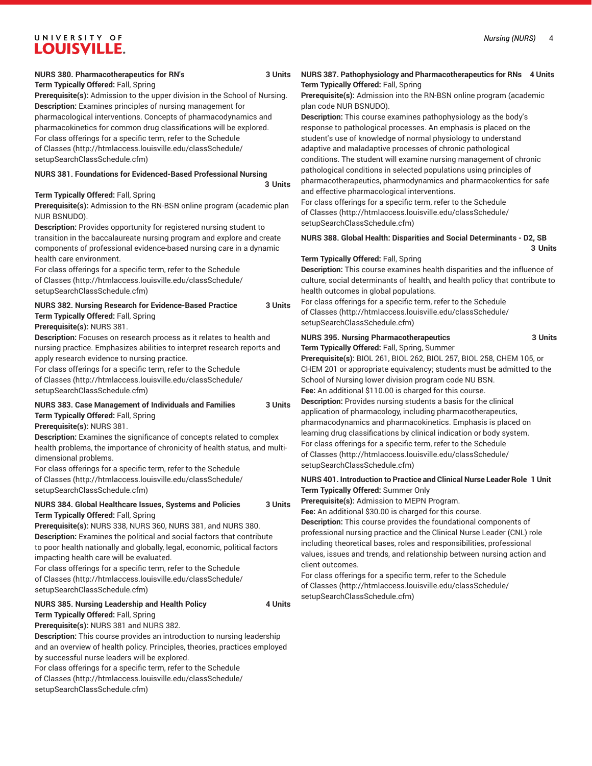**NURS 380. Pharmacotherapeutics for RN's 3 Units**

**Term Typically Offered:** Fall, Spring

**Prerequisite(s):** Admission to the upper division in the School of Nursing.

**Description:** Examines principles of nursing management for pharmacological interventions. Concepts of pharmacodynamics and pharmacokinetics for common drug classifications will be explored.

For class offerings for a specific term, refer to the Schedule of Classes (http://htmlaccess.louisville.edu/classSchedule/setupSearchClassSchedule.cfm)

**NURS 381. Foundations for Evidenced-Based Professional Nursing 3 Units**

**Term Typically Offered:** Fall, Spring

**Prerequisite(s):** Admission to the RN-BSN online program (academic plan NUR BSNUDO).

**Description:** Provides opportunity for registered nursing student to transition in the baccalaureate nursing program and explore and create components of professional evidence-based nursing care in a dynamic health care environment.

For class offerings for a specific term, refer to the Schedule of Classes (http://htmlaccess.louisville.edu/classSchedule/setupSearchClassSchedule.cfm)

**NURS 382. Nursing Research for Evidence-Based Practice 3 Units**

**Term Typically Offered:** Fall, Spring

**Prerequisite(s):** NURS 381.

**Description:** Focuses on research process as it relates to health and nursing practice. Emphasizes abilities to interpret research reports and apply research evidence to nursing practice.

For class offerings for a specific term, refer to the Schedule of Classes (http://htmlaccess.louisville.edu/classSchedule/setupSearchClassSchedule.cfm)

**NURS 383. Case Management of Individuals and Families 3 Units**

**Term Typically Offered:** Fall, Spring

**Prerequisite(s):** NURS 381.

**Description:** Examines the significance of concepts related to complex health problems, the importance of chronicity of health status, and multi-dimensional problems.

For class offerings for a specific term, refer to the Schedule of Classes (http://htmlaccess.louisville.edu/classSchedule/setupSearchClassSchedule.cfm)

**NURS 384. Global Healthcare Issues, Systems and Policies 3 Units**

**Term Typically Offered:** Fall, Spring

**Prerequisite(s):** NURS 338, NURS 360, NURS 381, and NURS 380.

**Description:** Examines the political and social factors that contribute to poor health nationally and globally, legal, economic, political factors impacting health care will be evaluated.

For class offerings for a specific term, refer to the Schedule of Classes (http://htmlaccess.louisville.edu/classSchedule/setupSearchClassSchedule.cfm)

**NURS 385. Nursing Leadership and Health Policy 4 Units**

**Term Typically Offered:** Fall, Spring

**Prerequisite(s):** NURS 381 and NURS 382.

**Description:** This course provides an introduction to nursing leadership and an overview of health policy. Principles, theories, practices employed by successful nurse leaders will be explored.

For class offerings for a specific term, refer to the Schedule of Classes (http://htmlaccess.louisville.edu/classSchedule/setupSearchClassSchedule.cfm)

**NURS 387. Pathophysiology and Pharmacotherapeutics for RNs 4 Units**

**Term Typically Offered:** Fall, Spring

**Prerequisite(s):** Admission into the RN-BSN online program (academic plan code NUR BSNUDO).

**Description:** This course examines pathophysiology as the body's response to pathological processes. An emphasis is placed on the student's use of knowledge of normal physiology to understand adaptive and maladaptive processes of chronic pathological conditions. The student will examine nursing management of chronic pathological conditions in selected populations using principles of pharmacotherapeutics, pharmodynamics and pharmacokentics for safe and effective pharmacological interventions.

For class offerings for a specific term, refer to the Schedule of Classes (http://htmlaccess.louisville.edu/classSchedule/setupSearchClassSchedule.cfm)

**NURS 388. Global Health: Disparities and Social Determinants - D2, SB 3 Units**

**Term Typically Offered:** Fall, Spring

**Description:** This course examines health disparities and the influence of culture, social determinants of health, and health policy that contribute to health outcomes in global populations.

For class offerings for a specific term, refer to the Schedule of Classes (http://htmlaccess.louisville.edu/classSchedule/setupSearchClassSchedule.cfm)

**NURS 395. Nursing Pharmacotherapeutics 3 Units**

**Term Typically Offered:** Fall, Spring, Summer

**Prerequisite(s):** BIOL 261, BIOL 262, BIOL 257, BIOL 258, CHEM 105, or CHEM 201 or appropriate equivalency; students must be admitted to the School of Nursing lower division program code NU BSN.

**Fee:** An additional $110.00 is charged for this course.

**Description:** Provides nursing students a basis for the clinical application of pharmacology, including pharmacotherapeutics, pharmacodynamics and pharmacokinetics. Emphasis is placed on learning drug classifications by clinical indication or body system.

For class offerings for a specific term, refer to the Schedule of Classes (http://htmlaccess.louisville.edu/classSchedule/setupSearchClassSchedule.cfm)

**NURS 401. Introduction to Practice and Clinical Nurse Leader Role 1 Unit**

**Term Typically Offered:** Summer Only

**Prerequisite(s):** Admission to MEPN Program.

**Fee:** An additional $30.00 is charged for this course.

**Description:** This course provides the foundational components of professional nursing practice and the Clinical Nurse Leader (CNL) role including theoretical bases, roles and responsibilities, professional values, issues and trends, and relationship between nursing action and client outcomes.

For class offerings for a specific term, refer to the Schedule of Classes (http://htmlaccess.louisville.edu/classSchedule/setupSearchClassSchedule.cfm)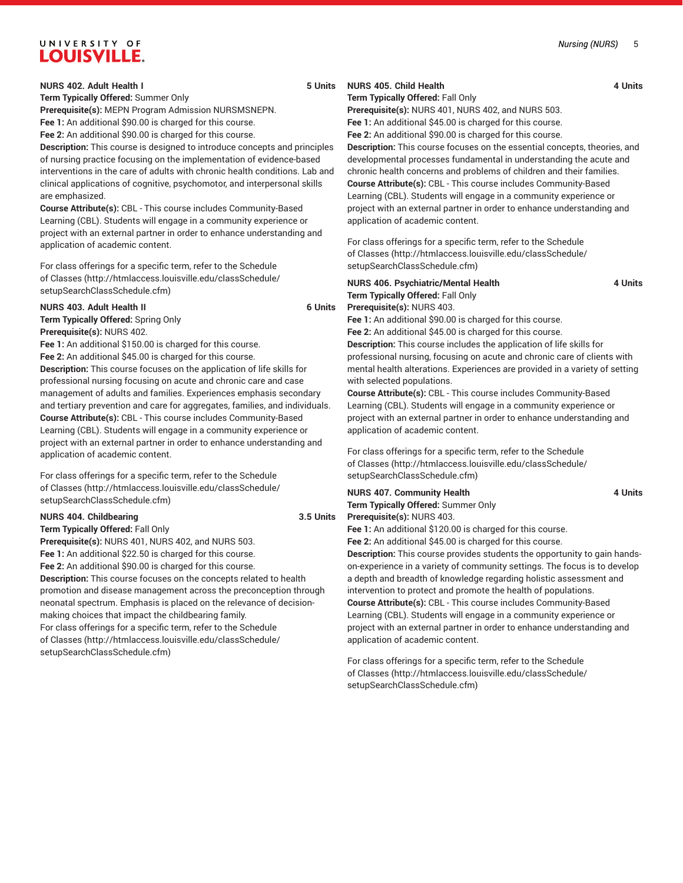**NURS 402. Adult Health I** **5 Units**

**Term Typically Offered:** Summer Only

**Prerequisite(s):** MEPN Program Admission NURSMSNEPN.

**Fee 1:** An additional $90.00 is charged for this course.

**Fee 2:** An additional $90.00 is charged for this course.

**Description:** This course is designed to introduce concepts and principles of nursing practice focusing on the implementation of evidence-based interventions in the care of adults with chronic health conditions. Lab and clinical applications of cognitive, psychomotor, and interpersonal skills are emphasized.

**Course Attribute(s):** CBL - This course includes Community-Based Learning (CBL). Students will engage in a community experience or project with an external partner in order to enhance understanding and application of academic content.

For class offerings for a specific term, refer to the Schedule of Classes (http://htmlaccess.louisville.edu/classSchedule/setupSearchClassSchedule.cfm)

**NURS 403. Adult Health II** **6 Units**

**Term Typically Offered:** Spring Only

**Prerequisite(s):** NURS 402.

**Fee 1:** An additional $150.00 is charged for this course.

**Fee 2:** An additional $45.00 is charged for this course.

**Description:** This course focuses on the application of life skills for professional nursing focusing on acute and chronic care and case management of adults and families. Experiences emphasis secondary and tertiary prevention and care for aggregates, families, and individuals.

**Course Attribute(s):** CBL - This course includes Community-Based Learning (CBL). Students will engage in a community experience or project with an external partner in order to enhance understanding and application of academic content.

For class offerings for a specific term, refer to the Schedule of Classes (http://htmlaccess.louisville.edu/classSchedule/setupSearchClassSchedule.cfm)

**NURS 404. Childbearing** **3.5 Units**

**Term Typically Offered:** Fall Only

**Prerequisite(s):** NURS 401, NURS 402, and NURS 503.

**Fee 1:** An additional $22.50 is charged for this course.

**Fee 2:** An additional $90.00 is charged for this course.

**Description:** This course focuses on the concepts related to health promotion and disease management across the preconception through neonatal spectrum. Emphasis is placed on the relevance of decision-making choices that impact the childbearing family.

For class offerings for a specific term, refer to the Schedule of Classes (http://htmlaccess.louisville.edu/classSchedule/setupSearchClassSchedule.cfm)

**NURS 405. Child Health** **4 Units**

**Term Typically Offered:** Fall Only

**Prerequisite(s):** NURS 401, NURS 402, and NURS 503.

**Fee 1:** An additional $45.00 is charged for this course.

**Fee 2:** An additional $90.00 is charged for this course.

**Description:** This course focuses on the essential concepts, theories, and developmental processes fundamental in understanding the acute and chronic health concerns and problems of children and their families.

**Course Attribute(s):** CBL - This course includes Community-Based Learning (CBL). Students will engage in a community experience or project with an external partner in order to enhance understanding and application of academic content.

For class offerings for a specific term, refer to the Schedule of Classes (http://htmlaccess.louisville.edu/classSchedule/setupSearchClassSchedule.cfm)

**NURS 406. Psychiatric/Mental Health** **4 Units**

**Term Typically Offered:** Fall Only

**Prerequisite(s):** NURS 403.

**Fee 1:** An additional $90.00 is charged for this course.

**Fee 2:** An additional $45.00 is charged for this course.

**Description:** This course includes the application of life skills for professional nursing, focusing on acute and chronic care of clients with mental health alterations. Experiences are provided in a variety of setting with selected populations.

**Course Attribute(s):** CBL - This course includes Community-Based Learning (CBL). Students will engage in a community experience or project with an external partner in order to enhance understanding and application of academic content.

For class offerings for a specific term, refer to the Schedule of Classes (http://htmlaccess.louisville.edu/classSchedule/setupSearchClassSchedule.cfm)

**NURS 407. Community Health** **4 Units**

**Term Typically Offered:** Summer Only

**Prerequisite(s):** NURS 403.

**Fee 1:** An additional $120.00 is charged for this course.

**Fee 2:** An additional $45.00 is charged for this course.

**Description:** This course provides students the opportunity to gain hands-on-experience in a variety of community settings. The focus is to develop a depth and breadth of knowledge regarding holistic assessment and intervention to protect and promote the health of populations.

**Course Attribute(s):** CBL - This course includes Community-Based Learning (CBL). Students will engage in a community experience or project with an external partner in order to enhance understanding and application of academic content.

For class offerings for a specific term, refer to the Schedule of Classes (http://htmlaccess.louisville.edu/classSchedule/setupSearchClassSchedule.cfm)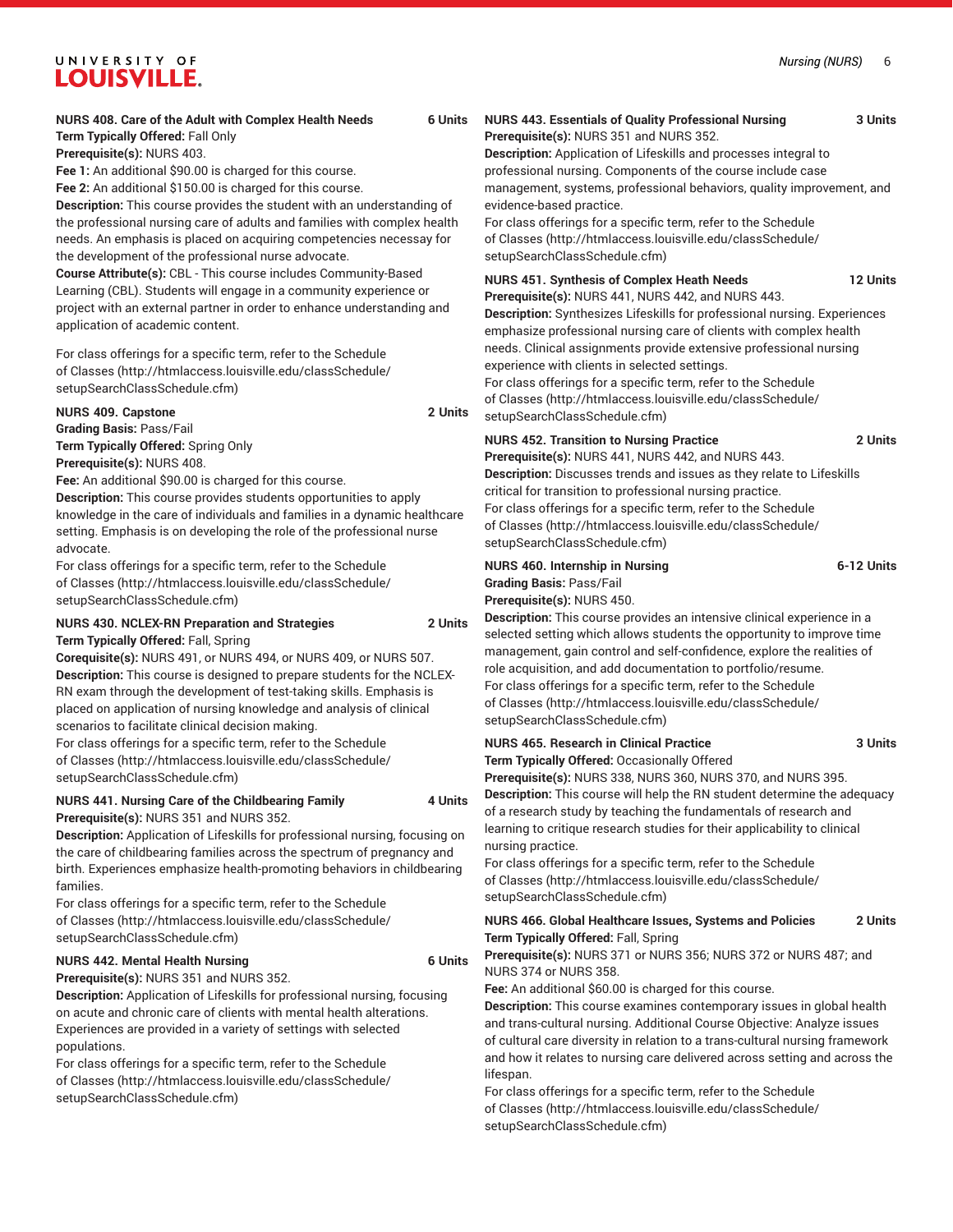**NURS 408. Care of the Adult with Complex Health Needs 6 Units**

**Term Typically Offered:** Fall Only

**Prerequisite(s):** NURS 403.

**Fee 1:** An additional $90.00 is charged for this course.

**Fee 2:** An additional $150.00 is charged for this course.

**Description:** This course provides the student with an understanding of the professional nursing care of adults and families with complex health needs. An emphasis is placed on acquiring competencies necessary for the development of the professional nurse advocate.

**Course Attribute(s):** CBL - This course includes Community-Based Learning (CBL). Students will engage in a community experience or project with an external partner in order to enhance understanding and application of academic content.

For class offerings for a specific term, refer to the Schedule of Classes (http://htmlaccess.louisville.edu/classSchedule/setupSearchClassSchedule.cfm)

**NURS 409. Capstone 2 Units**

**Grading Basis:** Pass/Fail

**Term Typically Offered:** Spring Only

**Prerequisite(s):** NURS 408.

**Fee:** An additional $90.00 is charged for this course.

**Description:** This course provides students opportunities to apply knowledge in the care of individuals and families in a dynamic healthcare setting. Emphasis is on developing the role of the professional nurse advocate.

For class offerings for a specific term, refer to the Schedule of Classes (http://htmlaccess.louisville.edu/classSchedule/setupSearchClassSchedule.cfm)

**NURS 430. NCLEX-RN Preparation and Strategies 2 Units**

**Term Typically Offered:** Fall, Spring

**Corequisite(s):** NURS 491, or NURS 494, or NURS 409, or NURS 507.

**Description:** This course is designed to prepare students for the NCLEX-RN exam through the development of test-taking skills. Emphasis is placed on application of nursing knowledge and analysis of clinical scenarios to facilitate clinical decision making.

For class offerings for a specific term, refer to the Schedule of Classes (http://htmlaccess.louisville.edu/classSchedule/setupSearchClassSchedule.cfm)

**NURS 441. Nursing Care of the Childbearing Family 4 Units**

**Prerequisite(s):** NURS 351 and NURS 352.

**Description:** Application of Lifeskills for professional nursing, focusing on the care of childbearing families across the spectrum of pregnancy and birth. Experiences emphasize health-promoting behaviors in childbearing families.

For class offerings for a specific term, refer to the Schedule of Classes (http://htmlaccess.louisville.edu/classSchedule/setupSearchClassSchedule.cfm)

**NURS 442. Mental Health Nursing 6 Units**

**Prerequisite(s):** NURS 351 and NURS 352.

**Description:** Application of Lifeskills for professional nursing, focusing on acute and chronic care of clients with mental health alterations. Experiences are provided in a variety of settings with selected populations.

For class offerings for a specific term, refer to the Schedule of Classes (http://htmlaccess.louisville.edu/classSchedule/setupSearchClassSchedule.cfm)

**NURS 443. Essentials of Quality Professional Nursing 3 Units**

**Prerequisite(s):** NURS 351 and NURS 352.

**Description:** Application of Lifeskills and processes integral to professional nursing. Components of the course include case management, systems, professional behaviors, quality improvement, and evidence-based practice.

For class offerings for a specific term, refer to the Schedule of Classes (http://htmlaccess.louisville.edu/classSchedule/setupSearchClassSchedule.cfm)

**NURS 451. Synthesis of Complex Heath Needs 12 Units**

**Prerequisite(s):** NURS 441, NURS 442, and NURS 443.

**Description:** Synthesizes Lifeskills for professional nursing. Experiences emphasize professional nursing care of clients with complex health needs. Clinical assignments provide extensive professional nursing experience with clients in selected settings.

For class offerings for a specific term, refer to the Schedule of Classes (http://htmlaccess.louisville.edu/classSchedule/setupSearchClassSchedule.cfm)

**NURS 452. Transition to Nursing Practice 2 Units**

**Prerequisite(s):** NURS 441, NURS 442, and NURS 443.

**Description:** Discusses trends and issues as they relate to Lifeskills critical for transition to professional nursing practice.

For class offerings for a specific term, refer to the Schedule of Classes (http://htmlaccess.louisville.edu/classSchedule/setupSearchClassSchedule.cfm)

**NURS 460. Internship in Nursing 6-12 Units**

**Grading Basis:** Pass/Fail

**Prerequisite(s):** NURS 450.

**Description:** This course provides an intensive clinical experience in a selected setting which allows students the opportunity to improve time management, gain control and self-confidence, explore the realities of role acquisition, and add documentation to portfolio/resume.

For class offerings for a specific term, refer to the Schedule of Classes (http://htmlaccess.louisville.edu/classSchedule/setupSearchClassSchedule.cfm)

**NURS 465. Research in Clinical Practice 3 Units**

**Term Typically Offered:** Occasionally Offered

**Prerequisite(s):** NURS 338, NURS 360, NURS 370, and NURS 395.

**Description:** This course will help the RN student determine the adequacy of a research study by teaching the fundamentals of research and learning to critique research studies for their applicability to clinical nursing practice.

For class offerings for a specific term, refer to the Schedule of Classes (http://htmlaccess.louisville.edu/classSchedule/setupSearchClassSchedule.cfm)

**NURS 466. Global Healthcare Issues, Systems and Policies 2 Units**

**Term Typically Offered:** Fall, Spring

**Prerequisite(s):** NURS 371 or NURS 356; NURS 372 or NURS 487; and NURS 374 or NURS 358.

**Fee:** An additional $60.00 is charged for this course.

**Description:** This course examines contemporary issues in global health and trans-cultural nursing. Additional Course Objective: Analyze issues of cultural care diversity in relation to a trans-cultural nursing framework and how it relates to nursing care delivered across setting and across the lifespan.

For class offerings for a specific term, refer to the Schedule of Classes (http://htmlaccess.louisville.edu/classSchedule/setupSearchClassSchedule.cfm)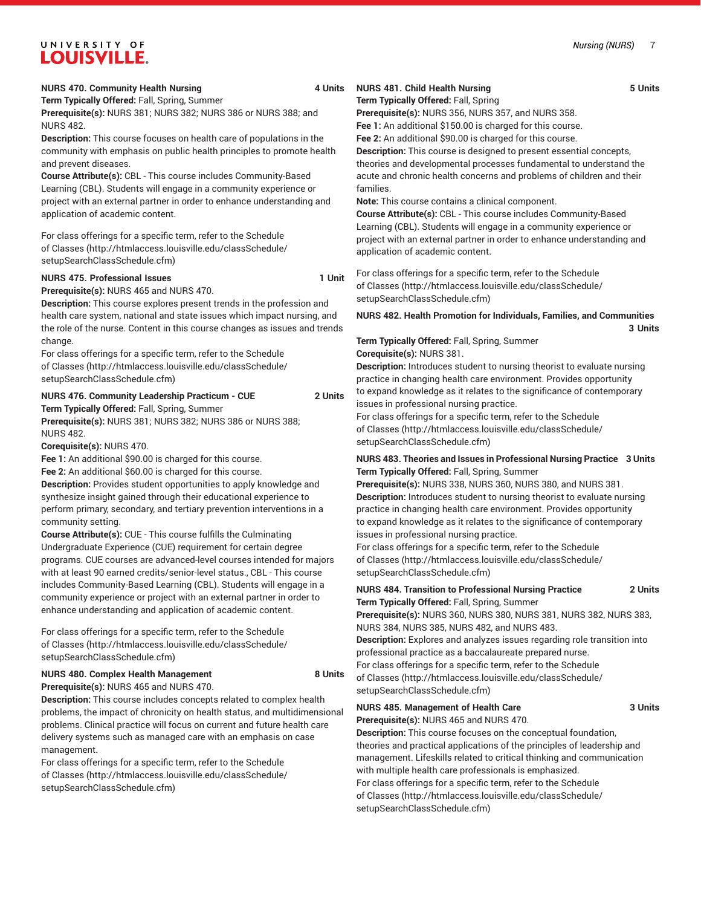**NURS 470. Community Health Nursing** 4 Units

**Term Typically Offered:** Fall, Spring, Summer

**Prerequisite(s):** NURS 381; NURS 382; NURS 386 or NURS 388; and NURS 482.

**Description:** This course focuses on health care of populations in the community with emphasis on public health principles to promote health and prevent diseases.

**Course Attribute(s):** CBL - This course includes Community-Based Learning (CBL). Students will engage in a community experience or project with an external partner in order to enhance understanding and application of academic content.

For class offerings for a specific term, refer to the Schedule of Classes (http://htmlaccess.louisville.edu/classSchedule/setupSearchClassSchedule.cfm)

**NURS 475. Professional Issues** 1 Unit

**Prerequisite(s):** NURS 465 and NURS 470.

**Description:** This course explores present trends in the profession and health care system, national and state issues which impact nursing, and the role of the nurse. Content in this course changes as issues and trends change.

For class offerings for a specific term, refer to the Schedule of Classes (http://htmlaccess.louisville.edu/classSchedule/setupSearchClassSchedule.cfm)

**NURS 476. Community Leadership Practicum - CUE** 2 Units

**Term Typically Offered:** Fall, Spring, Summer

**Prerequisite(s):** NURS 381; NURS 382; NURS 386 or NURS 388; NURS 482.

**Corequisite(s):** NURS 470.

**Fee 1:** An additional $90.00 is charged for this course.

**Fee 2:** An additional $60.00 is charged for this course.

**Description:** Provides student opportunities to apply knowledge and synthesize insight gained through their educational experience to perform primary, secondary, and tertiary prevention interventions in a community setting.

**Course Attribute(s):** CUE - This course fulfills the Culminating Undergraduate Experience (CUE) requirement for certain degree programs. CUE courses are advanced-level courses intended for majors with at least 90 earned credits/senior-level status., CBL - This course includes Community-Based Learning (CBL). Students will engage in a community experience or project with an external partner in order to enhance understanding and application of academic content.

For class offerings for a specific term, refer to the Schedule of Classes (http://htmlaccess.louisville.edu/classSchedule/setupSearchClassSchedule.cfm)

**NURS 480. Complex Health Management** 8 Units

**Prerequisite(s):** NURS 465 and NURS 470.

**Description:** This course includes concepts related to complex health problems, the impact of chronicity on health status, and multidimensional problems. Clinical practice will focus on current and future health care delivery systems such as managed care with an emphasis on case management.

For class offerings for a specific term, refer to the Schedule of Classes (http://htmlaccess.louisville.edu/classSchedule/setupSearchClassSchedule.cfm)

**NURS 481. Child Health Nursing** 5 Units

**Term Typically Offered:** Fall, Spring

**Prerequisite(s):** NURS 356, NURS 357, and NURS 358.

**Fee 1:** An additional $150.00 is charged for this course.

**Fee 2:** An additional $90.00 is charged for this course.

**Description:** This course is designed to present essential concepts, theories and developmental processes fundamental to understand the acute and chronic health concerns and problems of children and their families.

**Note:** This course contains a clinical component.

**Course Attribute(s):** CBL - This course includes Community-Based Learning (CBL). Students will engage in a community experience or project with an external partner in order to enhance understanding and application of academic content.

For class offerings for a specific term, refer to the Schedule of Classes (http://htmlaccess.louisville.edu/classSchedule/setupSearchClassSchedule.cfm)

**NURS 482. Health Promotion for Individuals, Families, and Communities** 3 Units

**Term Typically Offered:** Fall, Spring, Summer

**Corequisite(s):** NURS 381.

**Description:** Introduces student to nursing theorist to evaluate nursing practice in changing health care environment. Provides opportunity to expand knowledge as it relates to the significance of contemporary issues in professional nursing practice.

For class offerings for a specific term, refer to the Schedule of Classes (http://htmlaccess.louisville.edu/classSchedule/setupSearchClassSchedule.cfm)

**NURS 483. Theories and Issues in Professional Nursing Practice** 3 Units

**Term Typically Offered:** Fall, Spring, Summer

**Prerequisite(s):** NURS 338, NURS 360, NURS 380, and NURS 381.

**Description:** Introduces student to nursing theorist to evaluate nursing practice in changing health care environment. Provides opportunity to expand knowledge as it relates to the significance of contemporary issues in professional nursing practice.

For class offerings for a specific term, refer to the Schedule of Classes (http://htmlaccess.louisville.edu/classSchedule/setupSearchClassSchedule.cfm)

**NURS 484. Transition to Professional Nursing Practice** 2 Units

**Term Typically Offered:** Fall, Spring, Summer

**Prerequisite(s):** NURS 360, NURS 380, NURS 381, NURS 382, NURS 383, NURS 384, NURS 385, NURS 482, and NURS 483.

**Description:** Explores and analyzes issues regarding role transition into professional practice as a baccalaureate prepared nurse.

For class offerings for a specific term, refer to the Schedule of Classes (http://htmlaccess.louisville.edu/classSchedule/setupSearchClassSchedule.cfm)

**NURS 485. Management of Health Care** 3 Units

**Prerequisite(s):** NURS 465 and NURS 470.

**Description:** This course focuses on the conceptual foundation, theories and practical applications of the principles of leadership and management. Lifeskills related to critical thinking and communication with multiple health care professionals is emphasized.

For class offerings for a specific term, refer to the Schedule of Classes (http://htmlaccess.louisville.edu/classSchedule/setupSearchClassSchedule.cfm)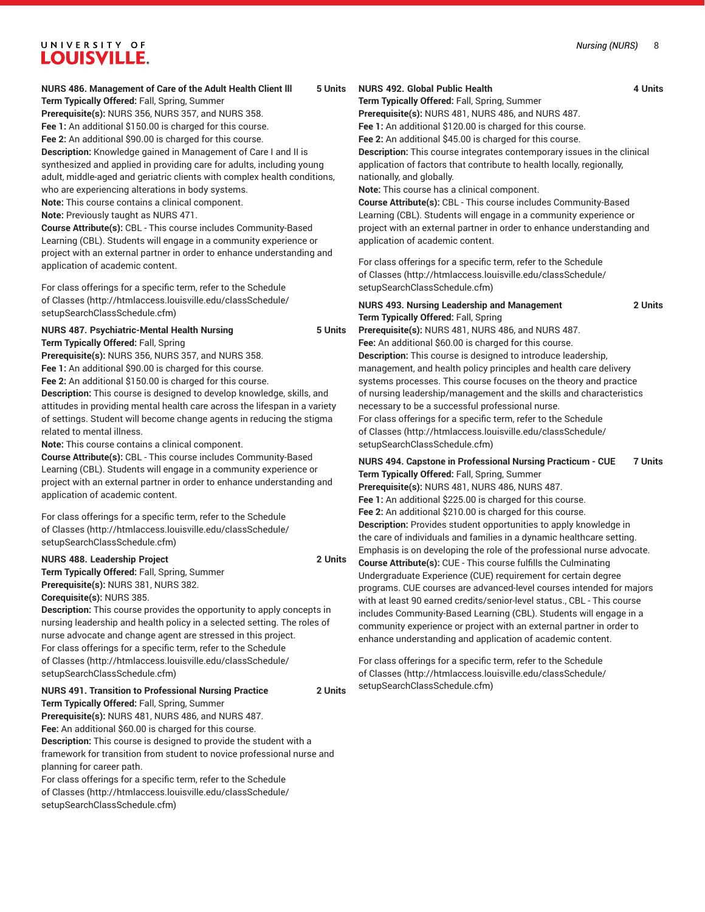**NURS 486. Management of Care of the Adult Health Client III 5 Units**

**Term Typically Offered:** Fall, Spring, Summer
**Prerequisite(s):** NURS 356, NURS 357, and NURS 358.
**Fee 1:** An additional $150.00 is charged for this course.
**Fee 2:** An additional $90.00 is charged for this course.
**Description:** Knowledge gained in Management of Care I and II is synthesized and applied in providing care for adults, including young adult, middle-aged and geriatric clients with complex health conditions, who are experiencing alterations in body systems.
**Note:** This course contains a clinical component.
**Note:** Previously taught as NURS 471.
**Course Attribute(s):** CBL - This course includes Community-Based Learning (CBL). Students will engage in a community experience or project with an external partner in order to enhance understanding and application of academic content.

For class offerings for a specific term, refer to the Schedule of Classes (http://htmlaccess.louisville.edu/classSchedule/setupSearchClassSchedule.cfm)

**NURS 487. Psychiatric-Mental Health Nursing 5 Units**

**Term Typically Offered:** Fall, Spring
**Prerequisite(s):** NURS 356, NURS 357, and NURS 358.
**Fee 1:** An additional $90.00 is charged for this course.
**Fee 2:** An additional $150.00 is charged for this course.
**Description:** This course is designed to develop knowledge, skills, and attitudes in providing mental health care across the lifespan in a variety of settings. Student will become change agents in reducing the stigma related to mental illness.
**Note:** This course contains a clinical component.
**Course Attribute(s):** CBL - This course includes Community-Based Learning (CBL). Students will engage in a community experience or project with an external partner in order to enhance understanding and application of academic content.

For class offerings for a specific term, refer to the Schedule of Classes (http://htmlaccess.louisville.edu/classSchedule/setupSearchClassSchedule.cfm)

**NURS 488. Leadership Project 2 Units**

**Term Typically Offered:** Fall, Spring, Summer
**Prerequisite(s):** NURS 381, NURS 382.
**Corequisite(s):** NURS 385.
**Description:** This course provides the opportunity to apply concepts in nursing leadership and health policy in a selected setting. The roles of nurse advocate and change agent are stressed in this project.
For class offerings for a specific term, refer to the Schedule of Classes (http://htmlaccess.louisville.edu/classSchedule/setupSearchClassSchedule.cfm)

**NURS 491. Transition to Professional Nursing Practice 2 Units**

**Term Typically Offered:** Fall, Spring, Summer
**Prerequisite(s):** NURS 481, NURS 486, and NURS 487.
**Fee:** An additional $60.00 is charged for this course.
**Description:** This course is designed to provide the student with a framework for transition from student to novice professional nurse and planning for career path.
For class offerings for a specific term, refer to the Schedule of Classes (http://htmlaccess.louisville.edu/classSchedule/setupSearchClassSchedule.cfm)

**NURS 492. Global Public Health 4 Units**

**Term Typically Offered:** Fall, Spring, Summer
**Prerequisite(s):** NURS 481, NURS 486, and NURS 487.
**Fee 1:** An additional $120.00 is charged for this course.
**Fee 2:** An additional $45.00 is charged for this course.
**Description:** This course integrates contemporary issues in the clinical application of factors that contribute to health locally, regionally, nationally, and globally.
**Note:** This course has a clinical component.
**Course Attribute(s):** CBL - This course includes Community-Based Learning (CBL). Students will engage in a community experience or project with an external partner in order to enhance understanding and application of academic content.

For class offerings for a specific term, refer to the Schedule of Classes (http://htmlaccess.louisville.edu/classSchedule/setupSearchClassSchedule.cfm)

**NURS 493. Nursing Leadership and Management 2 Units**

**Term Typically Offered:** Fall, Spring
**Prerequisite(s):** NURS 481, NURS 486, and NURS 487.
**Fee:** An additional $60.00 is charged for this course.
**Description:** This course is designed to introduce leadership, management, and health policy principles and health care delivery systems processes. This course focuses on the theory and practice of nursing leadership/management and the skills and characteristics necessary to be a successful professional nurse.
For class offerings for a specific term, refer to the Schedule of Classes (http://htmlaccess.louisville.edu/classSchedule/setupSearchClassSchedule.cfm)

**NURS 494. Capstone in Professional Nursing Practicum - CUE 7 Units**

**Term Typically Offered:** Fall, Spring, Summer
**Prerequisite(s):** NURS 481, NURS 486, NURS 487.
**Fee 1:** An additional $225.00 is charged for this course.
**Fee 2:** An additional $210.00 is charged for this course.
**Description:** Provides student opportunities to apply knowledge in the care of individuals and families in a dynamic healthcare setting. Emphasis is on developing the role of the professional nurse advocate.
**Course Attribute(s):** CUE - This course fulfills the Culminating Undergraduate Experience (CUE) requirement for certain degree programs. CUE courses are advanced-level courses intended for majors with at least 90 earned credits/senior-level status., CBL - This course includes Community-Based Learning (CBL). Students will engage in a community experience or project with an external partner in order to enhance understanding and application of academic content.

For class offerings for a specific term, refer to the Schedule of Classes (http://htmlaccess.louisville.edu/classSchedule/setupSearchClassSchedule.cfm)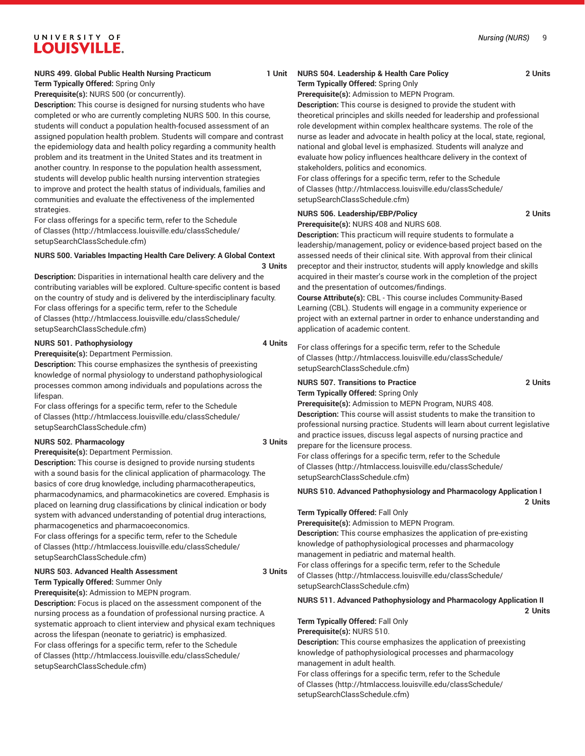**NURS 499. Global Public Health Nursing Practicum 1 Unit**

**Term Typically Offered:** Spring Only

**Prerequisite(s):** NURS 500 (or concurrently).

**Description:** This course is designed for nursing students who have completed or who are currently completing NURS 500. In this course, students will conduct a population health-focused assessment of an assigned population health problem. Students will compare and contrast the epidemiology data and health policy regarding a community health problem and its treatment in the United States and its treatment in another country. In response to the population health assessment, students will develop public health nursing intervention strategies to improve and protect the health status of individuals, families and communities and evaluate the effectiveness of the implemented strategies.

For class offerings for a specific term, refer to the Schedule of Classes (http://htmlaccess.louisville.edu/classSchedule/setupSearchClassSchedule.cfm)

**NURS 500. Variables Impacting Health Care Delivery: A Global Context 3 Units**

**Description:** Disparities in international health care delivery and the contributing variables will be explored. Culture-specific content is based on the country of study and is delivered by the interdisciplinary faculty.

For class offerings for a specific term, refer to the Schedule of Classes (http://htmlaccess.louisville.edu/classSchedule/setupSearchClassSchedule.cfm)

**NURS 501. Pathophysiology 4 Units**

**Prerequisite(s):** Department Permission.

**Description:** This course emphasizes the synthesis of preexisting knowledge of normal physiology to understand pathophysiological processes common among individuals and populations across the lifespan.

For class offerings for a specific term, refer to the Schedule of Classes (http://htmlaccess.louisville.edu/classSchedule/setupSearchClassSchedule.cfm)

**NURS 502. Pharmacology 3 Units**

**Prerequisite(s):** Department Permission.

**Description:** This course is designed to provide nursing students with a sound basis for the clinical application of pharmacology. The basics of core drug knowledge, including pharmacotherapeutics, pharmacodynamics, and pharmacokinetics are covered. Emphasis is placed on learning drug classifications by clinical indication or body system with advanced understanding of potential drug interactions, pharmacogenetics and pharmacoeconomics.

For class offerings for a specific term, refer to the Schedule of Classes (http://htmlaccess.louisville.edu/classSchedule/setupSearchClassSchedule.cfm)

**NURS 503. Advanced Health Assessment 3 Units**

**Term Typically Offered:** Summer Only

**Prerequisite(s):** Admission to MEPN program.

**Description:** Focus is placed on the assessment component of the nursing process as a foundation of professional nursing practice. A systematic approach to client interview and physical exam techniques across the lifespan (neonate to geriatric) is emphasized.

For class offerings for a specific term, refer to the Schedule of Classes (http://htmlaccess.louisville.edu/classSchedule/setupSearchClassSchedule.cfm)

**NURS 504. Leadership & Health Care Policy 2 Units**

**Term Typically Offered:** Spring Only

**Prerequisite(s):** Admission to MEPN Program.

**Description:** This course is designed to provide the student with theoretical principles and skills needed for leadership and professional role development within complex healthcare systems. The role of the nurse as leader and advocate in health policy at the local, state, regional, national and global level is emphasized. Students will analyze and evaluate how policy influences healthcare delivery in the context of stakeholders, politics and economics.

For class offerings for a specific term, refer to the Schedule of Classes (http://htmlaccess.louisville.edu/classSchedule/setupSearchClassSchedule.cfm)

**NURS 506. Leadership/EBP/Policy 2 Units**

**Prerequisite(s):** NURS 408 and NURS 608.

**Description:** This practicum will require students to formulate a leadership/management, policy or evidence-based project based on the assessed needs of their clinical site. With approval from their clinical preceptor and their instructor, students will apply knowledge and skills acquired in their master's course work in the completion of the project and the presentation of outcomes/findings.

**Course Attribute(s):** CBL - This course includes Community-Based Learning (CBL). Students will engage in a community experience or project with an external partner in order to enhance understanding and application of academic content.

For class offerings for a specific term, refer to the Schedule of Classes (http://htmlaccess.louisville.edu/classSchedule/setupSearchClassSchedule.cfm)

**NURS 507. Transitions to Practice 2 Units**

**Term Typically Offered:** Spring Only

**Prerequisite(s):** Admission to MEPN Program, NURS 408.

**Description:** This course will assist students to make the transition to professional nursing practice. Students will learn about current legislative and practice issues, discuss legal aspects of nursing practice and prepare for the licensure process.

For class offerings for a specific term, refer to the Schedule of Classes (http://htmlaccess.louisville.edu/classSchedule/setupSearchClassSchedule.cfm)

**NURS 510. Advanced Pathophysiology and Pharmacology Application I 2 Units**

**Term Typically Offered:** Fall Only

**Prerequisite(s):** Admission to MEPN Program.

**Description:** This course emphasizes the application of pre-existing knowledge of pathophysiological processes and pharmacology management in pediatric and maternal health.

For class offerings for a specific term, refer to the Schedule of Classes (http://htmlaccess.louisville.edu/classSchedule/setupSearchClassSchedule.cfm)

**NURS 511. Advanced Pathophysiology and Pharmacology Application II 2 Units**

**Term Typically Offered:** Fall Only

**Prerequisite(s):** NURS 510.

**Description:** This course emphasizes the application of preexisting knowledge of pathophysiological processes and pharmacology management in adult health.

For class offerings for a specific term, refer to the Schedule of Classes (http://htmlaccess.louisville.edu/classSchedule/setupSearchClassSchedule.cfm)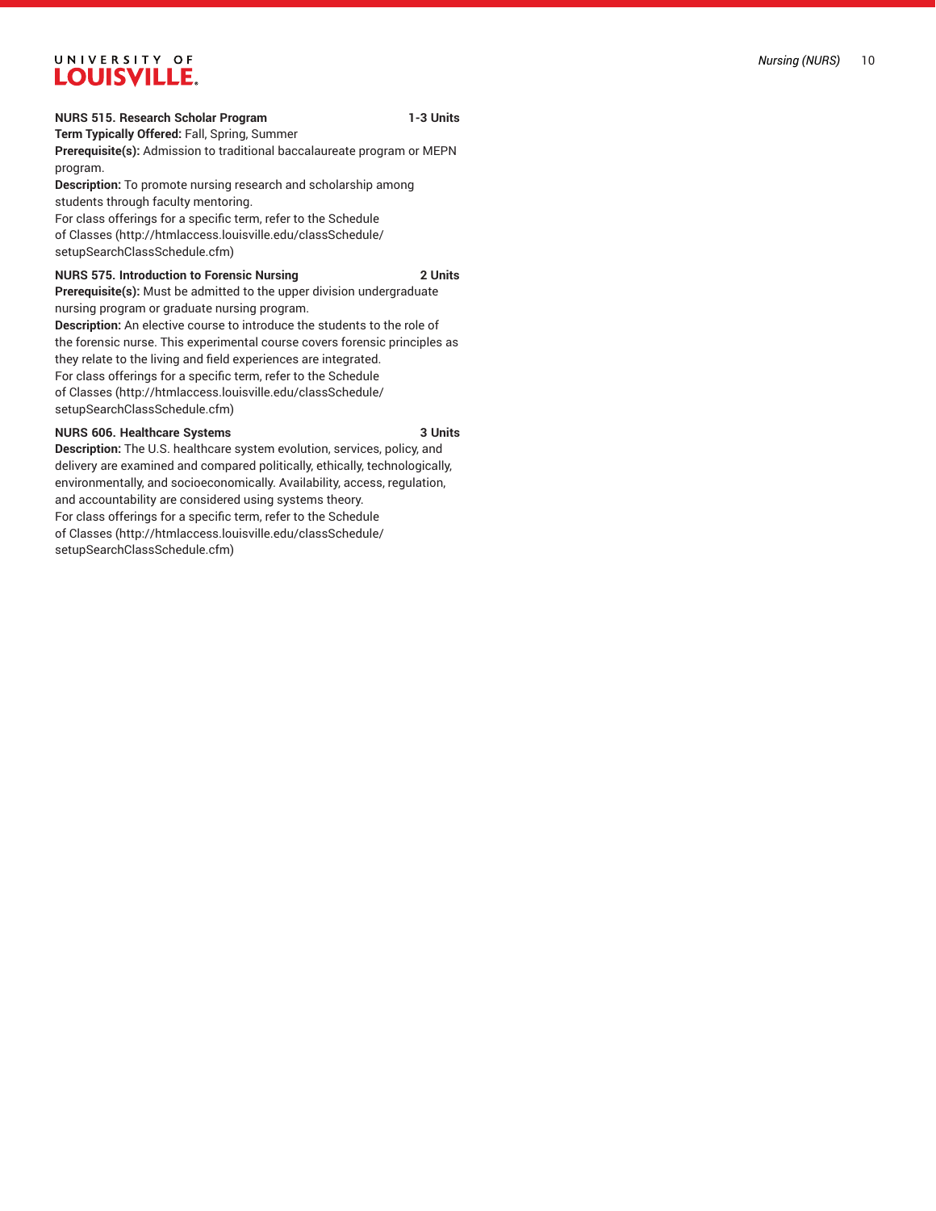**NURS 515. Research Scholar Program 1-3 Units**

**Term Typically Offered:** Fall, Spring, Summer

**Prerequisite(s):** Admission to traditional baccalaureate program or MEPN program.

**Description:** To promote nursing research and scholarship among students through faculty mentoring.

For class offerings for a specific term, refer to the Schedule of Classes (http://htmlaccess.louisville.edu/classSchedule/setupSearchClassSchedule.cfm)

**NURS 575. Introduction to Forensic Nursing 2 Units**

**Prerequisite(s):** Must be admitted to the upper division undergraduate nursing program or graduate nursing program.

**Description:** An elective course to introduce the students to the role of the forensic nurse. This experimental course covers forensic principles as they relate to the living and field experiences are integrated.

For class offerings for a specific term, refer to the Schedule of Classes (http://htmlaccess.louisville.edu/classSchedule/setupSearchClassSchedule.cfm)

**NURS 606. Healthcare Systems 3 Units**

**Description:** The U.S. healthcare system evolution, services, policy, and delivery are examined and compared politically, ethically, technologically, environmentally, and socioeconomically. Availability, access, regulation, and accountability are considered using systems theory.

For class offerings for a specific term, refer to the Schedule of Classes (http://htmlaccess.louisville.edu/classSchedule/setupSearchClassSchedule.cfm)